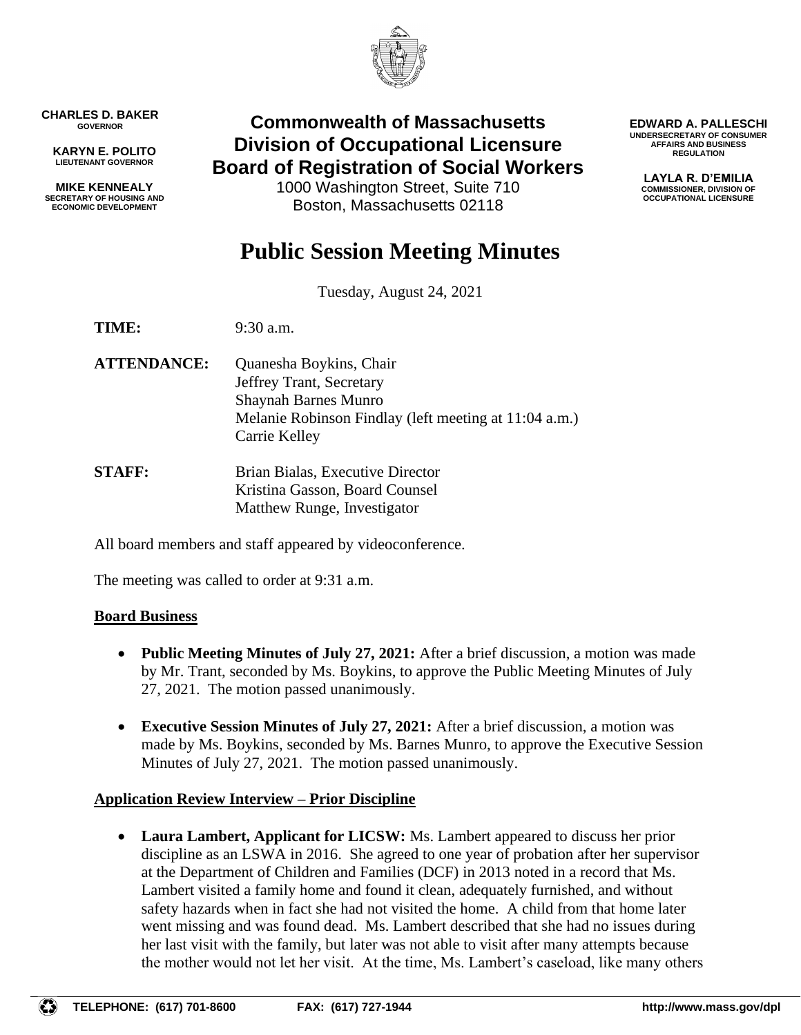**CHARLES D. BAKER**
GOVERNOR

**KARYN E. POLITO**
LIEUTENANT GOVERNOR

**MIKE KENNEALY**
SECRETARY OF HOUSING AND ECONOMIC DEVELOPMENT

**Commonwealth of Massachusetts**
**Division of Occupational Licensure**
**Board of Registration of Social Workers**
1000 Washington Street, Suite 710
Boston, Massachusetts 02118

**EDWARD A. PALLESCHI**
UNDERSECRETARY OF CONSUMER AFFAIRS AND BUSINESS REGULATION

**LAYLA R. D'EMILIA**
COMMISSIONER, DIVISION OF OCCUPATIONAL LICENSURE

# Public Session Meeting Minutes

Tuesday, August 24, 2021

**TIME:** 9:30 a.m.

**ATTENDANCE:** Quanesha Boykins, Chair
Jeffrey Trant, Secretary
Shaynah Barnes Munro
Melanie Robinson Findlay (left meeting at 11:04 a.m.)
Carrie Kelley

**STAFF:** Brian Bialas, Executive Director
Kristina Gasson, Board Counsel
Matthew Runge, Investigator

All board members and staff appeared by videoconference.

The meeting was called to order at 9:31 a.m.

## Board Business

- **Public Meeting Minutes of July 27, 2021:** After a brief discussion, a motion was made by Mr. Trant, seconded by Ms. Boykins, to approve the Public Meeting Minutes of July 27, 2021. The motion passed unanimously.

- **Executive Session Minutes of July 27, 2021:** After a brief discussion, a motion was made by Ms. Boykins, seconded by Ms. Barnes Munro, to approve the Executive Session Minutes of July 27, 2021. The motion passed unanimously.

## Application Review Interview – Prior Discipline

- **Laura Lambert, Applicant for LICSW:** Ms. Lambert appeared to discuss her prior discipline as an LSWA in 2016. She agreed to one year of probation after her supervisor at the Department of Children and Families (DCF) in 2013 noted in a record that Ms. Lambert visited a family home and found it clean, adequately furnished, and without safety hazards when in fact she had not visited the home. A child from that home later went missing and was found dead. Ms. Lambert described that she had no issues during her last visit with the family, but later was not able to visit after many attempts because the mother would not let her visit. At the time, Ms. Lambert's caseload, like many others

TELEPHONE: (617) 701-8600 FAX: (617) 727-1944 http://www.mass.gov/dpl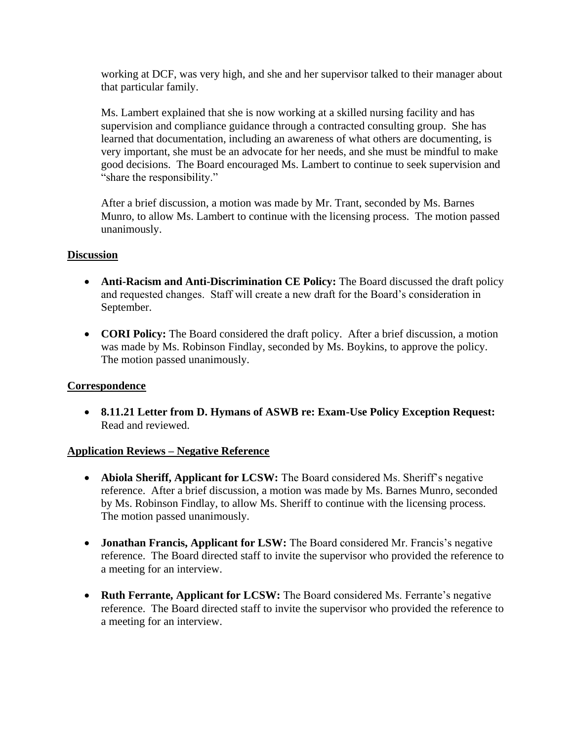working at DCF, was very high, and she and her supervisor talked to their manager about that particular family.

Ms. Lambert explained that she is now working at a skilled nursing facility and has supervision and compliance guidance through a contracted consulting group. She has learned that documentation, including an awareness of what others are documenting, is very important, she must be an advocate for her needs, and she must be mindful to make good decisions. The Board encouraged Ms. Lambert to continue to seek supervision and "share the responsibility."

After a brief discussion, a motion was made by Mr. Trant, seconded by Ms. Barnes Munro, to allow Ms. Lambert to continue with the licensing process. The motion passed unanimously.

**Discussion**

- **Anti-Racism and Anti-Discrimination CE Policy:** The Board discussed the draft policy and requested changes. Staff will create a new draft for the Board's consideration in September.

- **CORI Policy:** The Board considered the draft policy. After a brief discussion, a motion was made by Ms. Robinson Findlay, seconded by Ms. Boykins, to approve the policy. The motion passed unanimously.

**Correspondence**

- **8.11.21 Letter from D. Hymans of ASWB re: Exam-Use Policy Exception Request:** Read and reviewed.

**Application Reviews – Negative Reference**

- **Abiola Sheriff, Applicant for LCSW:** The Board considered Ms. Sheriff's negative reference. After a brief discussion, a motion was made by Ms. Barnes Munro, seconded by Ms. Robinson Findlay, to allow Ms. Sheriff to continue with the licensing process. The motion passed unanimously.

- **Jonathan Francis, Applicant for LSW:** The Board considered Mr. Francis's negative reference. The Board directed staff to invite the supervisor who provided the reference to a meeting for an interview.

- **Ruth Ferrante, Applicant for LCSW:** The Board considered Ms. Ferrante's negative reference. The Board directed staff to invite the supervisor who provided the reference to a meeting for an interview.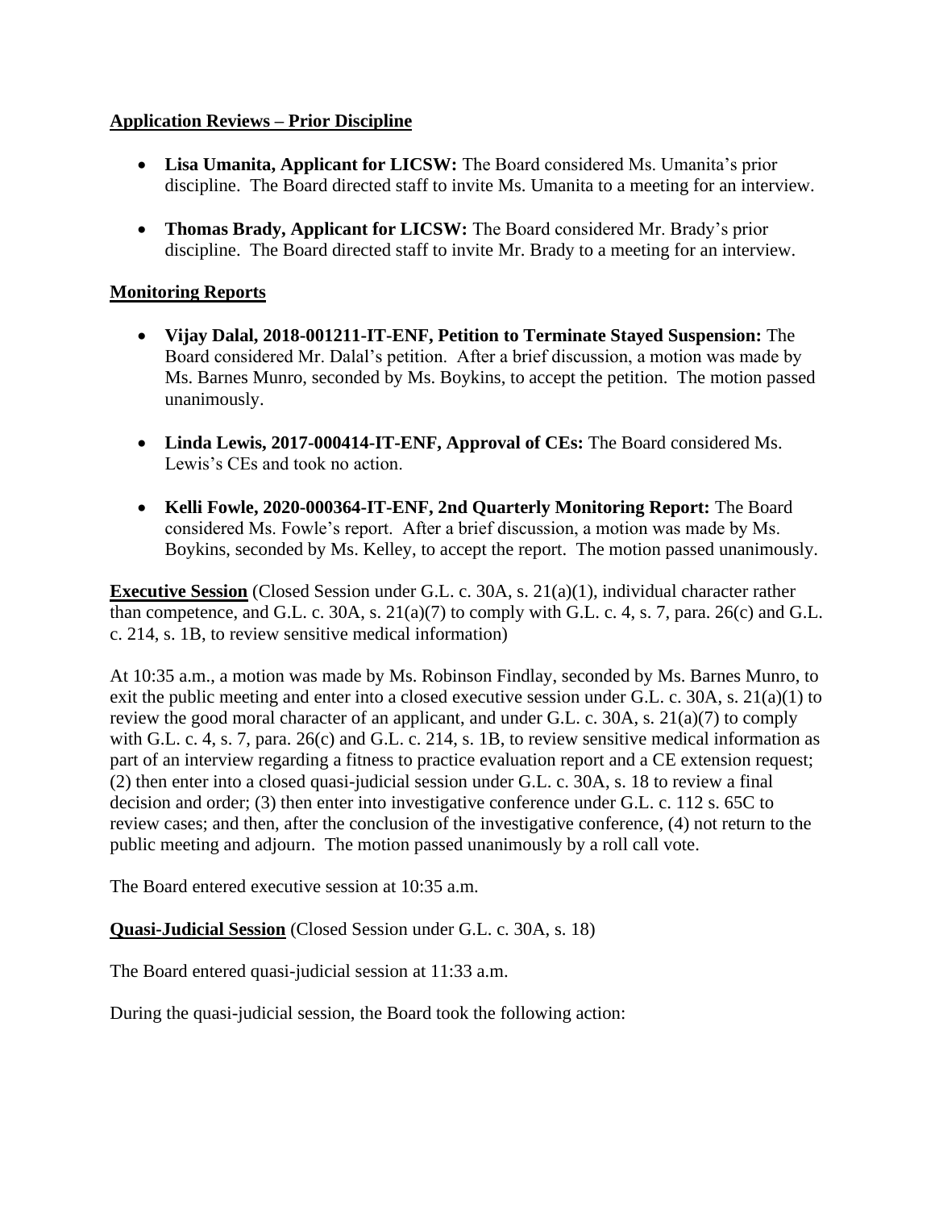**Application Reviews – Prior Discipline**

- **Lisa Umanita, Applicant for LICSW:** The Board considered Ms. Umanita's prior discipline. The Board directed staff to invite Ms. Umanita to a meeting for an interview.

- **Thomas Brady, Applicant for LICSW:** The Board considered Mr. Brady's prior discipline. The Board directed staff to invite Mr. Brady to a meeting for an interview.

**Monitoring Reports**

- **Vijay Dalal, 2018-001211-IT-ENF, Petition to Terminate Stayed Suspension:** The Board considered Mr. Dalal's petition. After a brief discussion, a motion was made by Ms. Barnes Munro, seconded by Ms. Boykins, to accept the petition. The motion passed unanimously.

- **Linda Lewis, 2017-000414-IT-ENF, Approval of CEs:** The Board considered Ms. Lewis's CEs and took no action.

- **Kelli Fowle, 2020-000364-IT-ENF, 2nd Quarterly Monitoring Report:** The Board considered Ms. Fowle's report. After a brief discussion, a motion was made by Ms. Boykins, seconded by Ms. Kelley, to accept the report. The motion passed unanimously.

**Executive Session** (Closed Session under G.L. c. 30A, s. 21(a)(1), individual character rather than competence, and G.L. c. 30A, s. 21(a)(7) to comply with G.L. c. 4, s. 7, para. 26(c) and G.L. c. 214, s. 1B, to review sensitive medical information)

At 10:35 a.m., a motion was made by Ms. Robinson Findlay, seconded by Ms. Barnes Munro, to exit the public meeting and enter into a closed executive session under G.L. c. 30A, s. 21(a)(1) to review the good moral character of an applicant, and under G.L. c. 30A, s. 21(a)(7) to comply with G.L. c. 4, s. 7, para. 26(c) and G.L. c. 214, s. 1B, to review sensitive medical information as part of an interview regarding a fitness to practice evaluation report and a CE extension request; (2) then enter into a closed quasi-judicial session under G.L. c. 30A, s. 18 to review a final decision and order; (3) then enter into investigative conference under G.L. c. 112 s. 65C to review cases; and then, after the conclusion of the investigative conference, (4) not return to the public meeting and adjourn. The motion passed unanimously by a roll call vote.

The Board entered executive session at 10:35 a.m.

**Quasi-Judicial Session** (Closed Session under G.L. c. 30A, s. 18)

The Board entered quasi-judicial session at 11:33 a.m.

During the quasi-judicial session, the Board took the following action: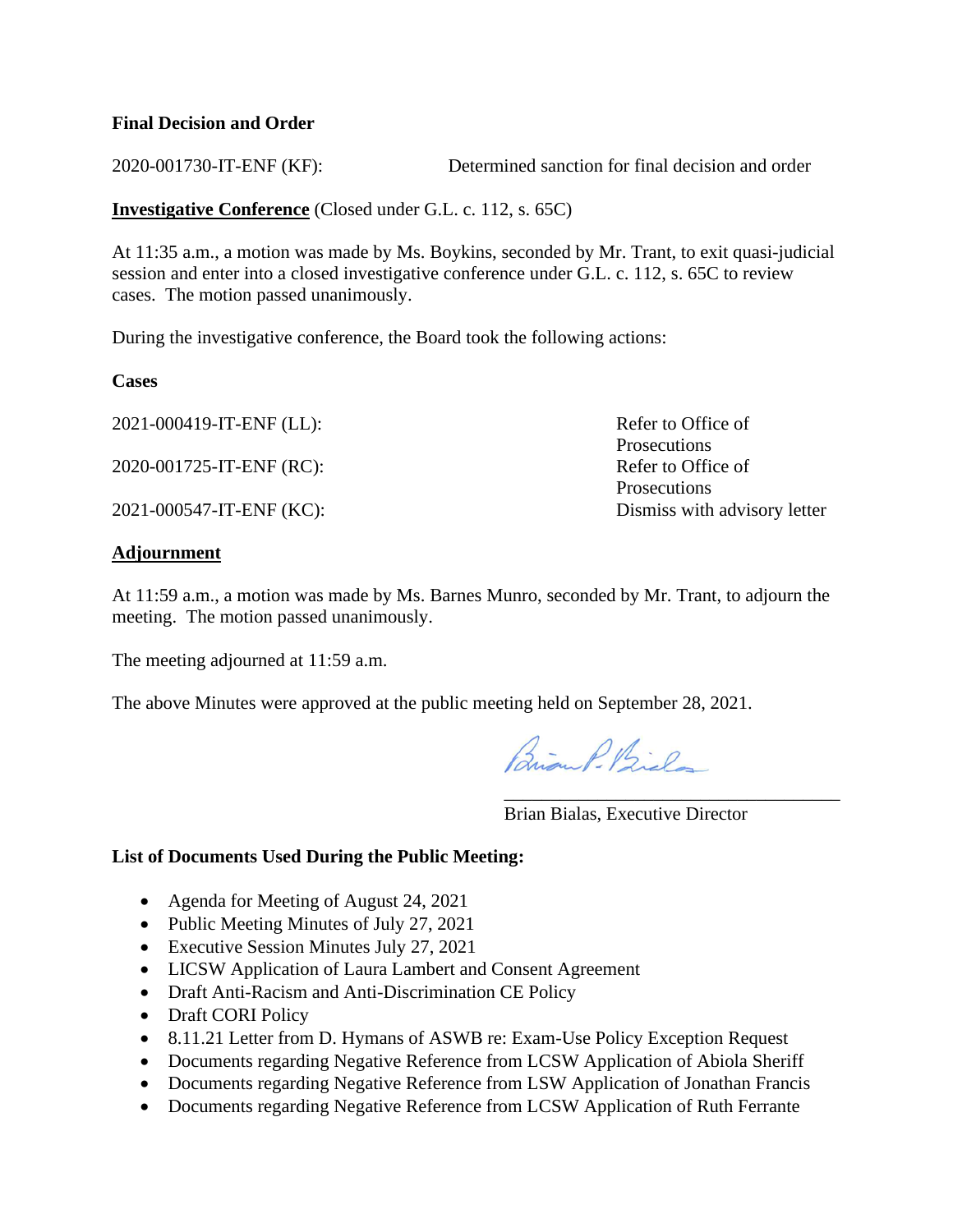**Final Decision and Order**

2020-001730-IT-ENF (KF): Determined sanction for final decision and order

**Investigative Conference** (Closed under G.L. c. 112, s. 65C)

At 11:35 a.m., a motion was made by Ms. Boykins, seconded by Mr. Trant, to exit quasi-judicial session and enter into a closed investigative conference under G.L. c. 112, s. 65C to review cases. The motion passed unanimously.

During the investigative conference, the Board took the following actions:

**Cases**

| | |
|---|---|
| 2021-000419-IT-ENF (LL): | Refer to Office of Prosecutions |
| 2020-001725-IT-ENF (RC): | Refer to Office of Prosecutions |
| 2021-000547-IT-ENF (KC): | Dismiss with advisory letter |

**Adjournment**

At 11:59 a.m., a motion was made by Ms. Barnes Munro, seconded by Mr. Trant, to adjourn the meeting. The motion passed unanimously.

The meeting adjourned at 11:59 a.m.

The above Minutes were approved at the public meeting held on September 28, 2021.

Brian P. Bialas

\_\_\_\_\_\_\_\_\_\_\_\_\_\_\_\_\_\_\_\_\_\_\_\_\_\_\_\_\_\_\_\_\_\_\_\_
Brian Bialas, Executive Director

**List of Documents Used During the Public Meeting:**

- Agenda for Meeting of August 24, 2021
- Public Meeting Minutes of July 27, 2021
- Executive Session Minutes July 27, 2021
- LICSW Application of Laura Lambert and Consent Agreement
- Draft Anti-Racism and Anti-Discrimination CE Policy
- Draft CORI Policy
- 8.11.21 Letter from D. Hymans of ASWB re: Exam-Use Policy Exception Request
- Documents regarding Negative Reference from LCSW Application of Abiola Sheriff
- Documents regarding Negative Reference from LSW Application of Jonathan Francis
- Documents regarding Negative Reference from LCSW Application of Ruth Ferrante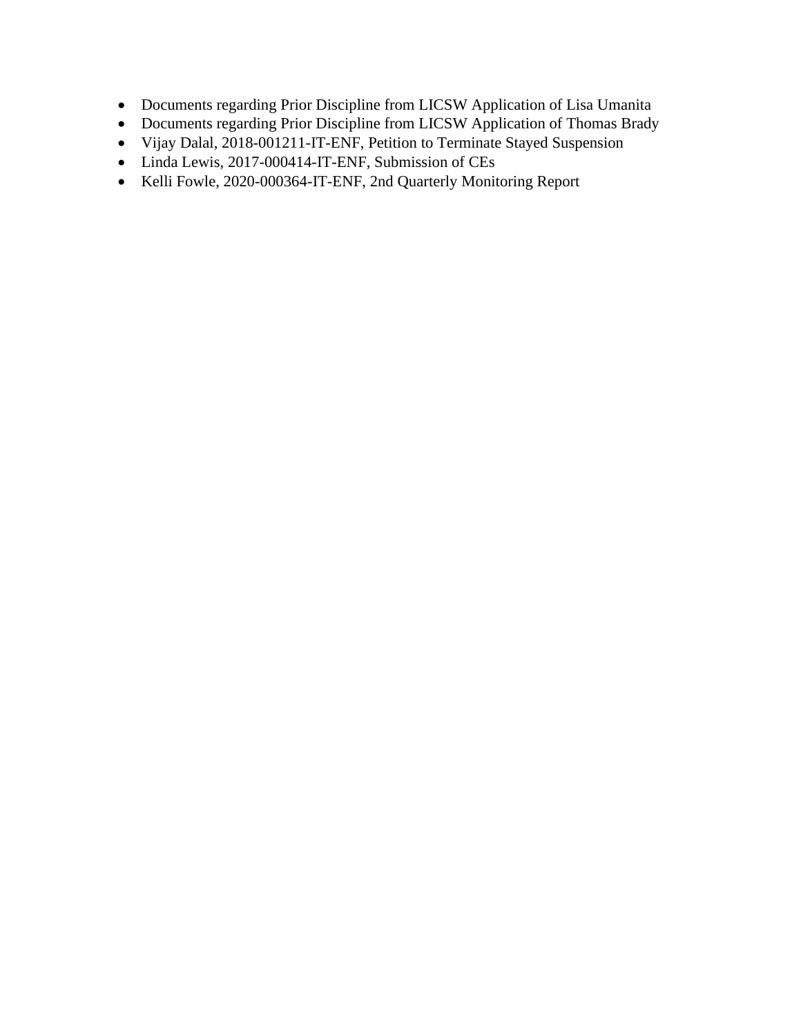- Documents regarding Prior Discipline from LICSW Application of Lisa Umanita
- Documents regarding Prior Discipline from LICSW Application of Thomas Brady
- Vijay Dalal, 2018-001211-IT-ENF, Petition to Terminate Stayed Suspension
- Linda Lewis, 2017-000414-IT-ENF, Submission of CEs
- Kelli Fowle, 2020-000364-IT-ENF, 2nd Quarterly Monitoring Report